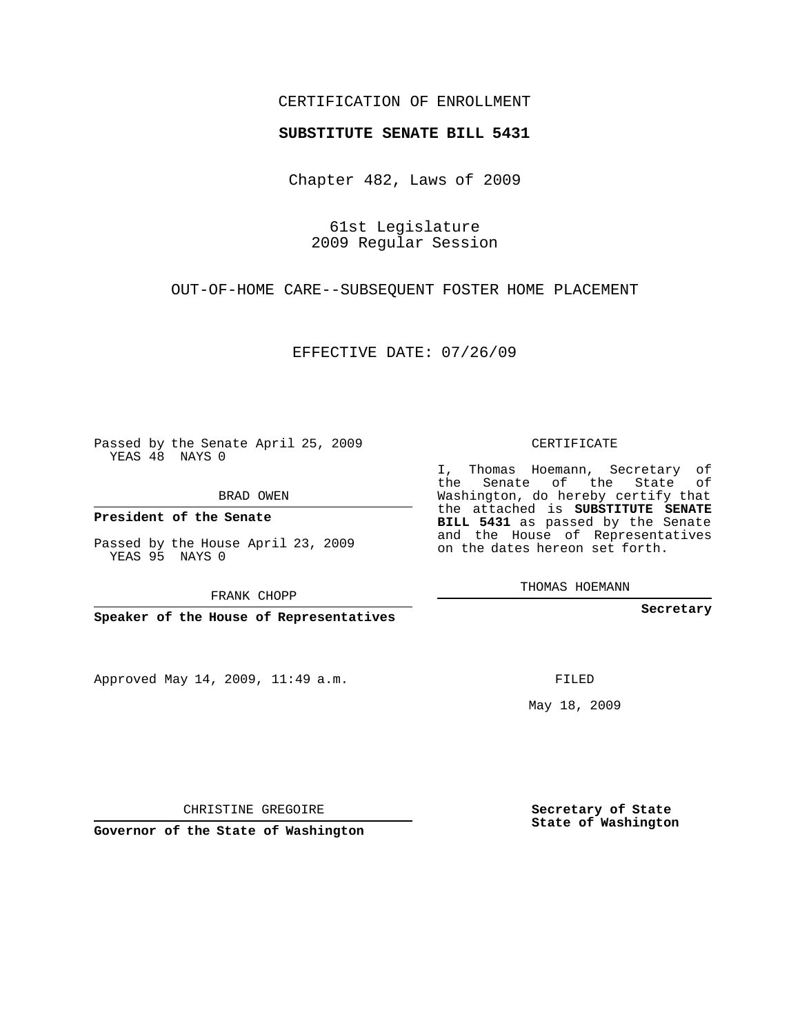CERTIFICATION OF ENROLLMENT

**SUBSTITUTE SENATE BILL 5431**

Chapter 482, Laws of 2009

61st Legislature
2009 Regular Session

OUT-OF-HOME CARE--SUBSEQUENT FOSTER HOME PLACEMENT

EFFECTIVE DATE: 07/26/09

Passed by the Senate April 25, 2009
YEAS 48 NAYS 0

BRAD OWEN

**President of the Senate**

Passed by the House April 23, 2009
YEAS 95 NAYS 0

FRANK CHOPP

**Speaker of the House of Representatives**

Approved May 14, 2009, 11:49 a.m.

CHRISTINE GREGOIRE

**Governor of the State of Washington**

CERTIFICATE

I, Thomas Hoemann, Secretary of the Senate of the State of Washington, do hereby certify that the attached is **SUBSTITUTE SENATE BILL 5431** as passed by the Senate and the House of Representatives on the dates hereon set forth.

THOMAS HOEMANN

**Secretary**

FILED

May 18, 2009

**Secretary of State**
**State of Washington**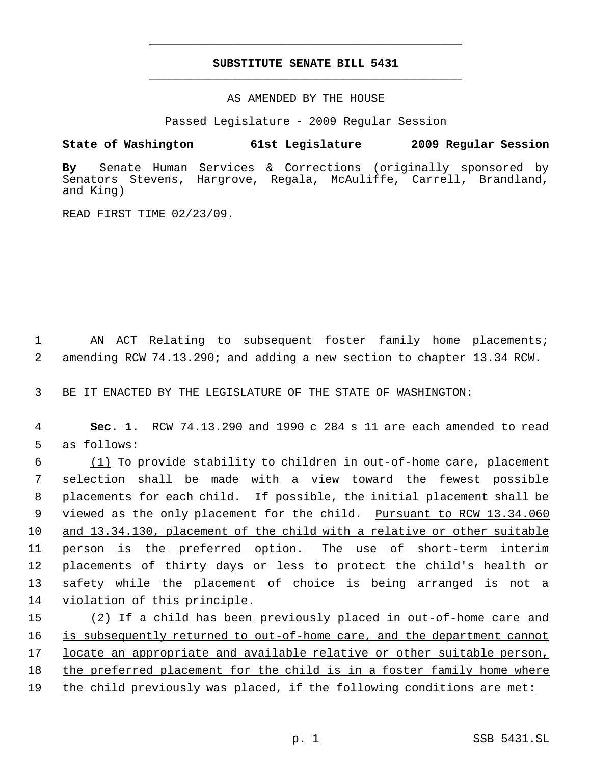# SUBSTITUTE SENATE BILL 5431

AS AMENDED BY THE HOUSE

Passed Legislature - 2009 Regular Session

**State of Washington 61st Legislature 2009 Regular Session**

**By** Senate Human Services & Corrections (originally sponsored by Senators Stevens, Hargrove, Regala, McAuliffe, Carrell, Brandland, and King)

READ FIRST TIME 02/23/09.

AN ACT Relating to subsequent foster family home placements; amending RCW 74.13.290; and adding a new section to chapter 13.34 RCW.

BE IT ENACTED BY THE LEGISLATURE OF THE STATE OF WASHINGTON:

**Sec. 1.** RCW 74.13.290 and 1990 c 284 s 11 are each amended to read as follows:

(1) To provide stability to children in out-of-home care, placement selection shall be made with a view toward the fewest possible placements for each child. If possible, the initial placement shall be viewed as the only placement for the child. Pursuant to RCW 13.34.060 and 13.34.130, placement of the child with a relative or other suitable person is the preferred option. The use of short-term interim placements of thirty days or less to protect the child's health or safety while the placement of choice is being arranged is not a violation of this principle.

(2) If a child has been previously placed in out-of-home care and is subsequently returned to out-of-home care, and the department cannot locate an appropriate and available relative or other suitable person, the preferred placement for the child is in a foster family home where the child previously was placed, if the following conditions are met: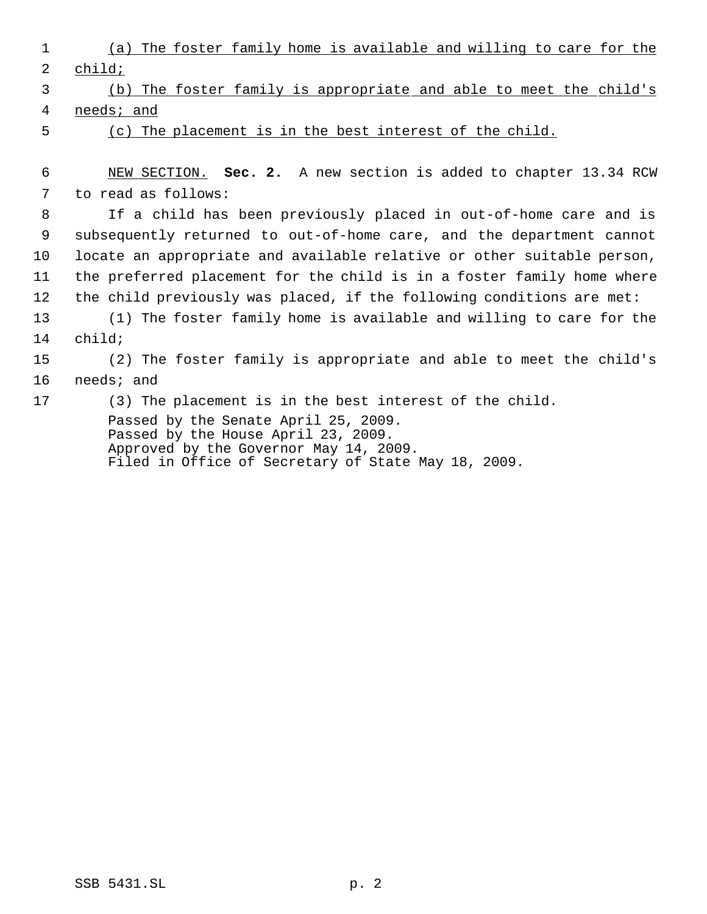(a) The foster family home is available and willing to care for the child;

(b) The foster family is appropriate and able to meet the child's needs; and

(c) The placement is in the best interest of the child.

NEW SECTION. **Sec. 2.** A new section is added to chapter 13.34 RCW to read as follows:

If a child has been previously placed in out-of-home care and is subsequently returned to out-of-home care, and the department cannot locate an appropriate and available relative or other suitable person, the preferred placement for the child is in a foster family home where the child previously was placed, if the following conditions are met:

(1) The foster family home is available and willing to care for the child;

(2) The foster family is appropriate and able to meet the child's needs; and

(3) The placement is in the best interest of the child.

Passed by the Senate April 25, 2009.
Passed by the House April 23, 2009.
Approved by the Governor May 14, 2009.
Filed in Office of Secretary of State May 18, 2009.